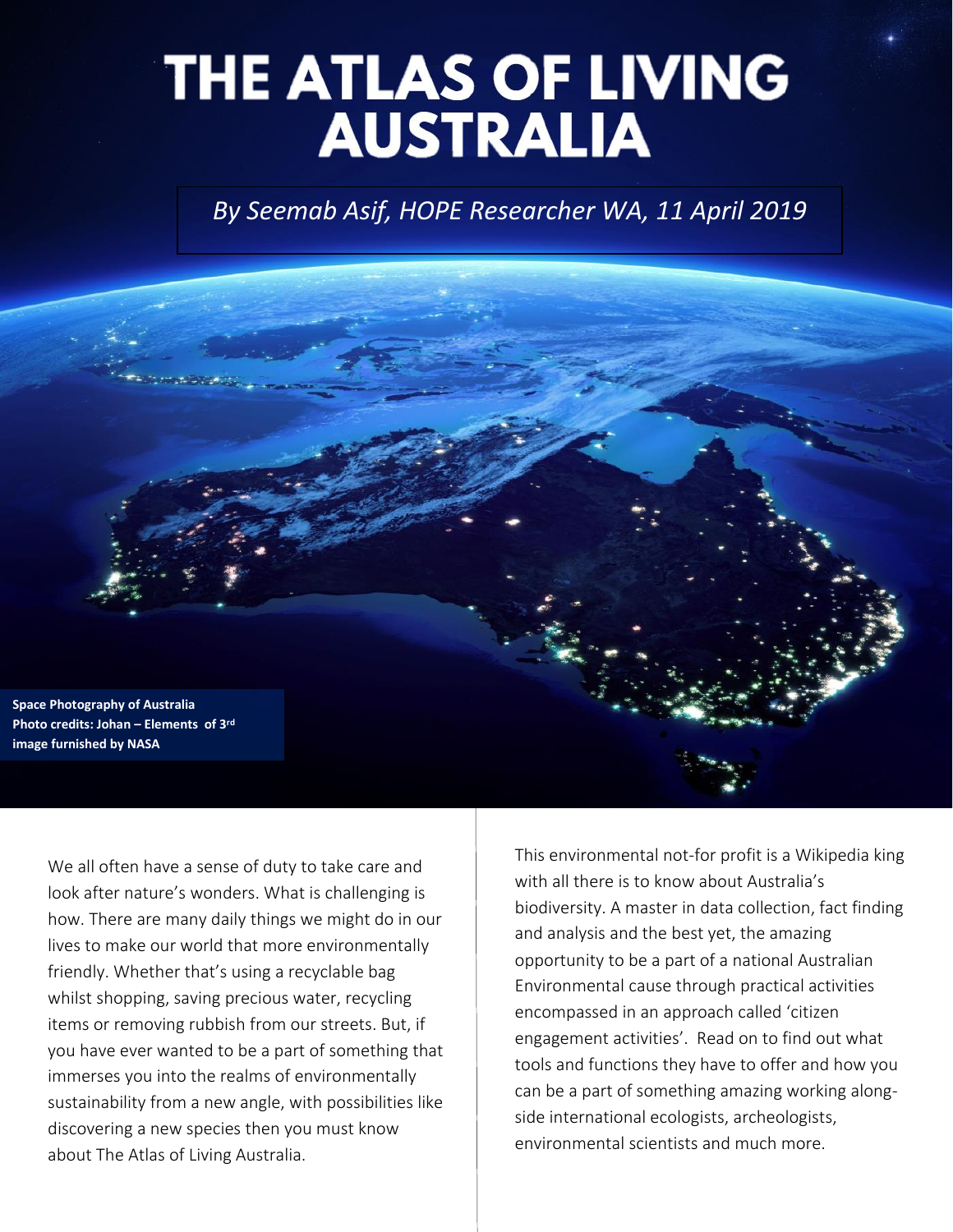# THE ATLAS OF LIVING AUSTRALIA

*By Seemab Asif, HOPE Researcher WA, 11 April 2019*

**Space Photography of Australia**
**Photo credits: Johan – Elements of 3rd image furnished by NASA**

We all often have a sense of duty to take care and look after nature's wonders. What is challenging is how. There are many daily things we might do in our lives to make our world that more environmentally friendly. Whether that's using a recyclable bag whilst shopping, saving precious water, recycling items or removing rubbish from our streets. But, if you have ever wanted to be a part of something that immerses you into the realms of environmentally sustainability from a new angle, with possibilities like discovering a new species then you must know about The Atlas of Living Australia.

This environmental not-for profit is a Wikipedia king with all there is to know about Australia's biodiversity. A master in data collection, fact finding and analysis and the best yet, the amazing opportunity to be a part of a national Australian Environmental cause through practical activities encompassed in an approach called 'citizen engagement activities'. Read on to find out what tools and functions they have to offer and how you can be a part of something amazing working along-side international ecologists, archeologists, environmental scientists and much more.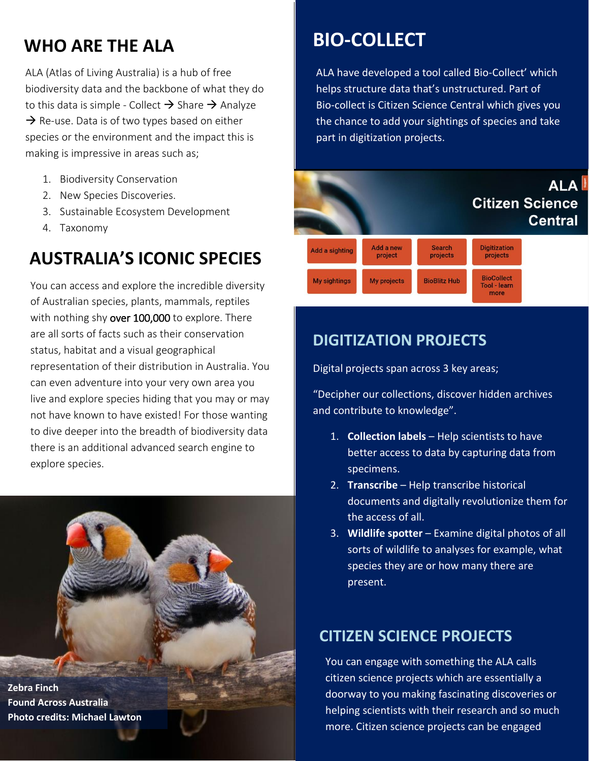## WHO ARE THE ALA

ALA (Atlas of Living Australia) is a hub of free biodiversity data and the backbone of what they do to this data is simple - Collect → Share → Analyze → Re-use. Data is of two types based on either species or the environment and the impact this is making is impressive in areas such as;

1. Biodiversity Conservation
2. New Species Discoveries.
3. Sustainable Ecosystem Development
4. Taxonomy

## AUSTRALIA'S ICONIC SPECIES

You can access and explore the incredible diversity of Australian species, plants, mammals, reptiles with nothing shy over 100,000 to explore. There are all sorts of facts such as their conservation status, habitat and a visual geographical representation of their distribution in Australia. You can even adventure into your very own area you live and explore species hiding that you may or may not have known to have existed! For those wanting to dive deeper into the breadth of biodiversity data there is an additional advanced search engine to explore species.

**Zebra Finch**
**Found Across Australia**
**Photo credits: Michael Lawton**

## BIO-COLLECT

ALA have developed a tool called Bio-Collect' which helps structure data that's unstructured. Part of Bio-collect is Citizen Science Central which gives you the chance to add your sightings of species and take part in digitization projects.

ALA Citizen Science Central

| Add a sighting | Add a new project | Search projects | Digitization projects |
|---|---|---|---|
| My sightings | My projects | BioBlitz Hub | BioCollect Tool - learn more |

## DIGITIZATION PROJECTS

Digital projects span across 3 key areas;

"Decipher our collections, discover hidden archives and contribute to knowledge".

1. **Collection labels** – Help scientists to have better access to data by capturing data from specimens.
2. **Transcribe** – Help transcribe historical documents and digitally revolutionize them for the access of all.
3. **Wildlife spotter** – Examine digital photos of all sorts of wildlife to analyses for example, what species they are or how many there are present.

## CITIZEN SCIENCE PROJECTS

You can engage with something the ALA calls citizen science projects which are essentially a doorway to you making fascinating discoveries or helping scientists with their research and so much more. Citizen science projects can be engaged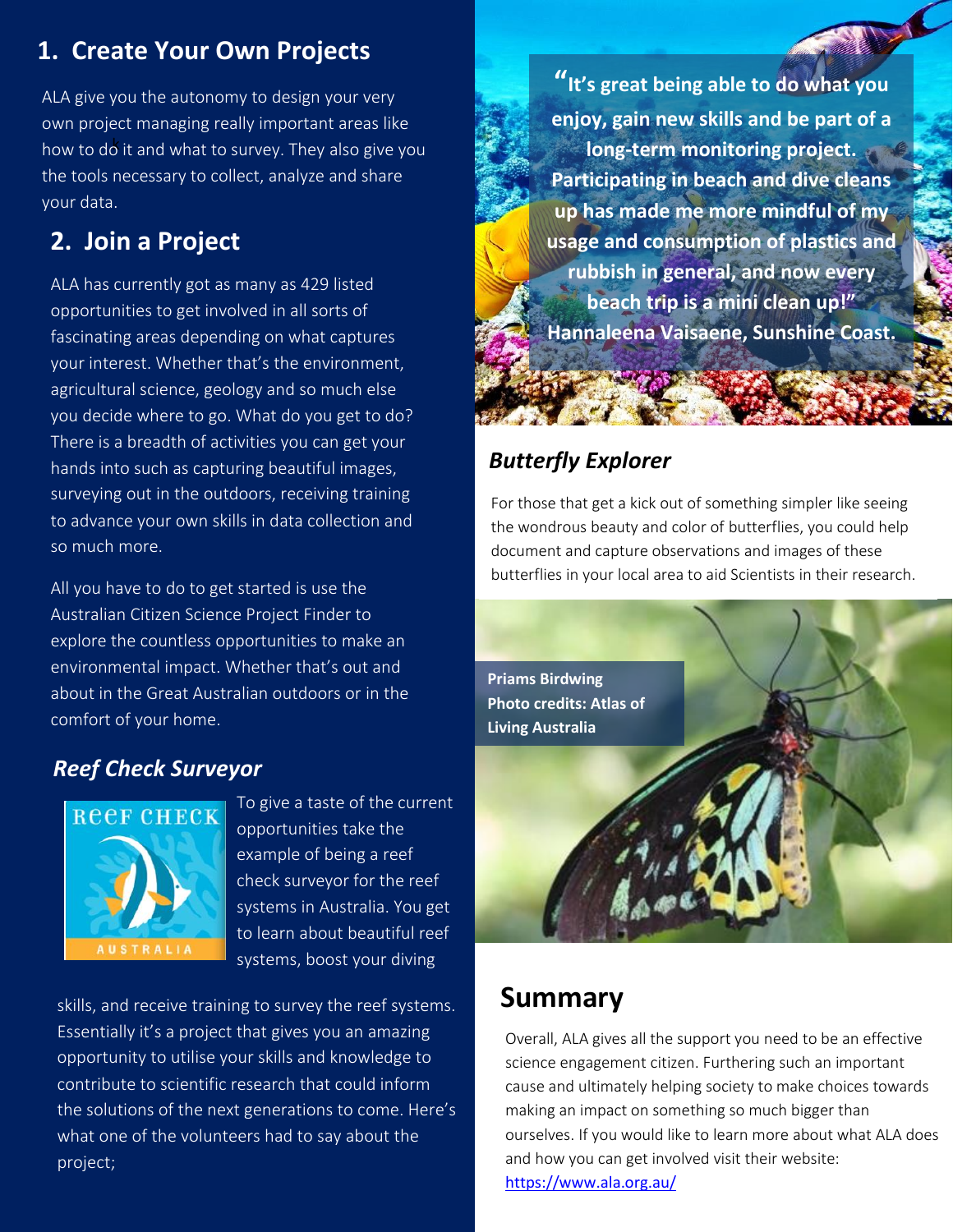## 1. Create Your Own Projects

ALA give you the autonomy to design your very own project managing really important areas like how to do it and what to survey. They also give you the tools necessary to collect, analyze and share your data.

## 2. Join a Project

ALA has currently got as many as 429 listed opportunities to get involved in all sorts of fascinating areas depending on what captures your interest. Whether that's the environment, agricultural science, geology and so much else you decide where to go. What do you get to do? There is a breadth of activities you can get your hands into such as capturing beautiful images, surveying out in the outdoors, receiving training to advance your own skills in data collection and so much more.

All you have to do to get started is use the Australian Citizen Science Project Finder to explore the countless opportunities to make an environmental impact. Whether that's out and about in the Great Australian outdoors or in the comfort of your home.

### *Reef Check Surveyor*

REEF CHECK AUSTRALIA

To give a taste of the current opportunities take the example of being a reef check surveyor for the reef systems in Australia. You get to learn about beautiful reef systems, boost your diving skills, and receive training to survey the reef systems. Essentially it's a project that gives you an amazing opportunity to utilise your skills and knowledge to contribute to scientific research that could inform the solutions of the next generations to come. Here's what one of the volunteers had to say about the project;

**"It's great being able to do what you enjoy, gain new skills and be part of a long-term monitoring project. Participating in beach and dive cleans up has made me more mindful of my usage and consumption of plastics and rubbish in general, and now every beach trip is a mini clean up!" Hannaleena Vaisaene, Sunshine Coast.**

### *Butterfly Explorer*

For those that get a kick out of something simpler like seeing the wondrous beauty and color of butterflies, you could help document and capture observations and images of these butterflies in your local area to aid Scientists in their research.

**Priams Birdwing**
**Photo credits: Atlas of Living Australia**

## Summary

Overall, ALA gives all the support you need to be an effective science engagement citizen. Furthering such an important cause and ultimately helping society to make choices towards making an impact on something so much bigger than ourselves. If you would like to learn more about what ALA does and how you can get involved visit their website: https://www.ala.org.au/